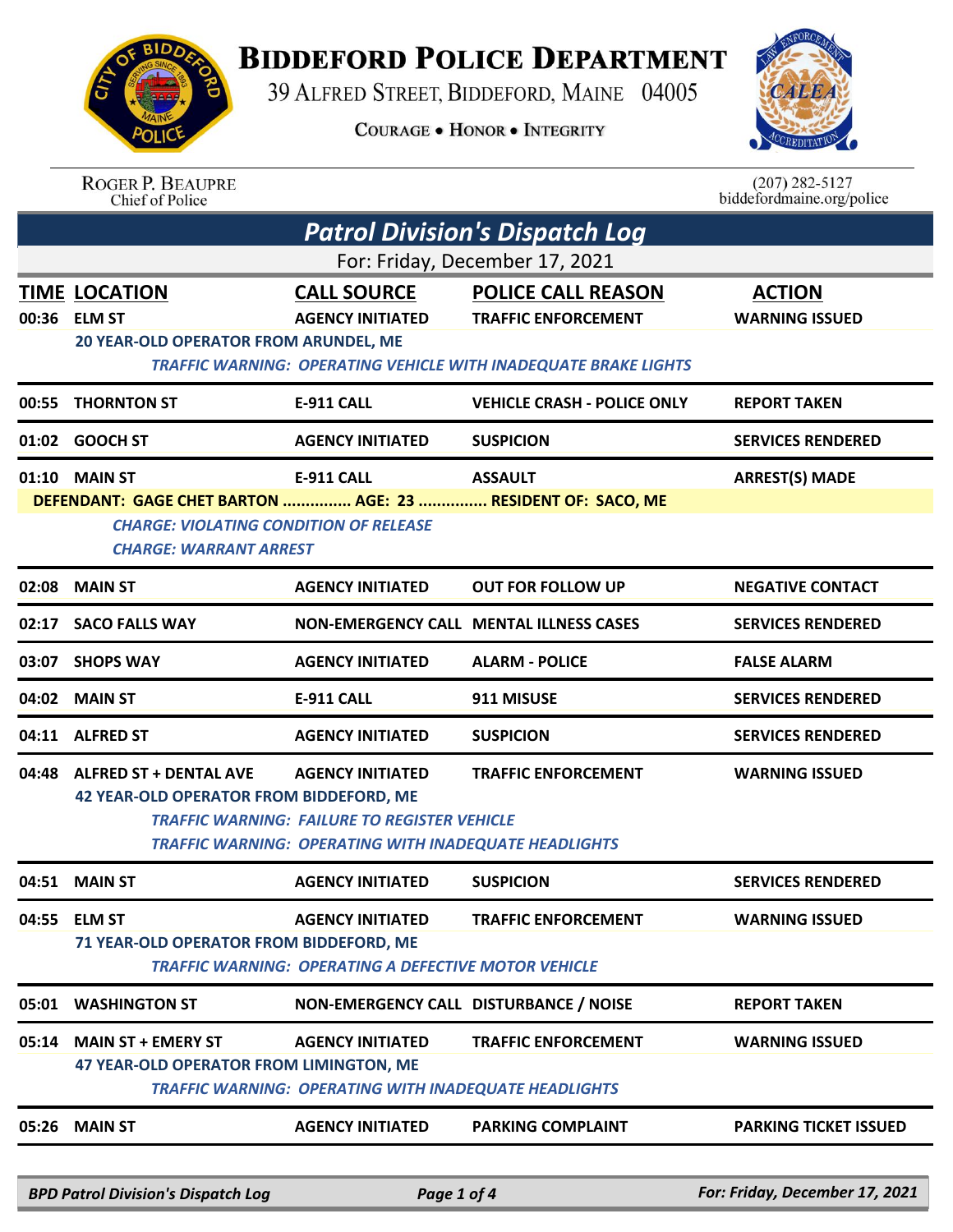# Biddeford Police Department

39 Alfred Street, Biddeford, Maine 04005

Courage • Honor • Integrity

Roger P. Beaupre
Chief of Police

(207) 282-5127
biddefordmaine.org/police

## Patrol Division's Dispatch Log

For: Friday, December 17, 2021

| TIME | LOCATION | CALL SOURCE | POLICE CALL REASON | ACTION |
|---|---|---|---|---|
| 00:36 | ELM ST | AGENCY INITIATED | TRAFFIC ENFORCEMENT | WARNING ISSUED |
| | 20 YEAR-OLD OPERATOR FROM ARUNDEL, ME | | | |
| | *TRAFFIC WARNING: OPERATING VEHICLE WITH INADEQUATE BRAKE LIGHTS* | | | |
| 00:55 | THORNTON ST | E-911 CALL | VEHICLE CRASH - POLICE ONLY | REPORT TAKEN |
| 01:02 | GOOCH ST | AGENCY INITIATED | SUSPICION | SERVICES RENDERED |
| 01:10 | MAIN ST | E-911 CALL | ASSAULT | ARREST(S) MADE |
| | DEFENDANT: GAGE CHET BARTON ............... AGE: 23 ............... RESIDENT OF: SACO, ME | | | |
| | *CHARGE: VIOLATING CONDITION OF RELEASE* | | | |
| | *CHARGE: WARRANT ARREST* | | | |
| 02:08 | MAIN ST | AGENCY INITIATED | OUT FOR FOLLOW UP | NEGATIVE CONTACT |
| 02:17 | SACO FALLS WAY | NON-EMERGENCY CALL | MENTAL ILLNESS CASES | SERVICES RENDERED |
| 03:07 | SHOPS WAY | AGENCY INITIATED | ALARM - POLICE | FALSE ALARM |
| 04:02 | MAIN ST | E-911 CALL | 911 MISUSE | SERVICES RENDERED |
| 04:11 | ALFRED ST | AGENCY INITIATED | SUSPICION | SERVICES RENDERED |
| 04:48 | ALFRED ST + DENTAL AVE | AGENCY INITIATED | TRAFFIC ENFORCEMENT | WARNING ISSUED |
| | 42 YEAR-OLD OPERATOR FROM BIDDEFORD, ME | | | |
| | *TRAFFIC WARNING: FAILURE TO REGISTER VEHICLE* | | | |
| | *TRAFFIC WARNING: OPERATING WITH INADEQUATE HEADLIGHTS* | | | |
| 04:51 | MAIN ST | AGENCY INITIATED | SUSPICION | SERVICES RENDERED |
| 04:55 | ELM ST | AGENCY INITIATED | TRAFFIC ENFORCEMENT | WARNING ISSUED |
| | 71 YEAR-OLD OPERATOR FROM BIDDEFORD, ME | | | |
| | *TRAFFIC WARNING: OPERATING A DEFECTIVE MOTOR VEHICLE* | | | |
| 05:01 | WASHINGTON ST | NON-EMERGENCY CALL | DISTURBANCE / NOISE | REPORT TAKEN |
| 05:14 | MAIN ST + EMERY ST | AGENCY INITIATED | TRAFFIC ENFORCEMENT | WARNING ISSUED |
| | 47 YEAR-OLD OPERATOR FROM LIMINGTON, ME | | | |
| | *TRAFFIC WARNING: OPERATING WITH INADEQUATE HEADLIGHTS* | | | |
| 05:26 | MAIN ST | AGENCY INITIATED | PARKING COMPLAINT | PARKING TICKET ISSUED |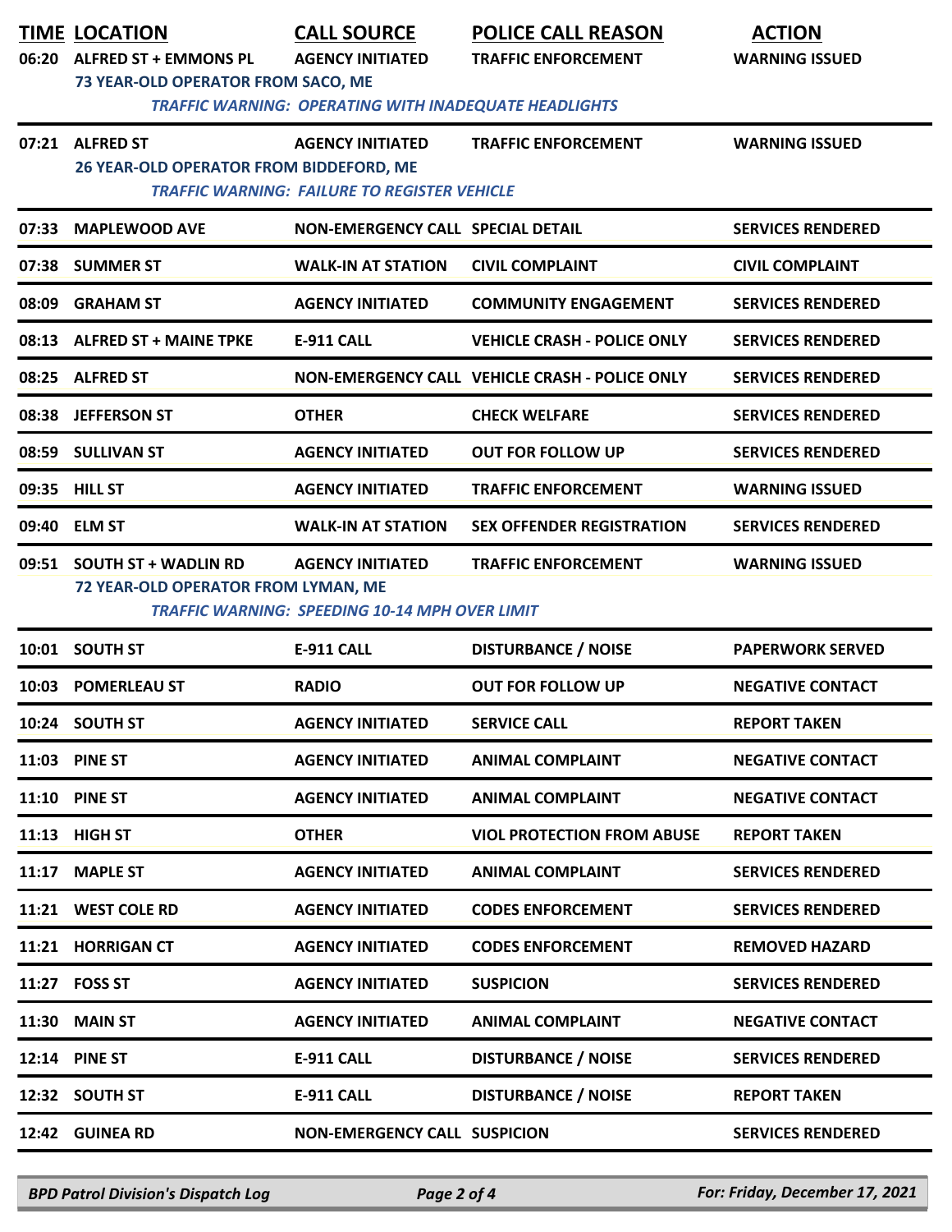| TIME | LOCATION | CALL SOURCE | POLICE CALL REASON | ACTION |
|---|---|---|---|---|
| 06:20 | ALFRED ST + EMMONS PL | AGENCY INITIATED | TRAFFIC ENFORCEMENT | WARNING ISSUED |
| | 73 YEAR-OLD OPERATOR FROM SACO, ME | | | |
| | *TRAFFIC WARNING: OPERATING WITH INADEQUATE HEADLIGHTS* | | | |
| 07:21 | ALFRED ST | AGENCY INITIATED | TRAFFIC ENFORCEMENT | WARNING ISSUED |
| | 26 YEAR-OLD OPERATOR FROM BIDDEFORD, ME | | | |
| | *TRAFFIC WARNING: FAILURE TO REGISTER VEHICLE* | | | |
| 07:33 | MAPLEWOOD AVE | NON-EMERGENCY CALL | SPECIAL DETAIL | SERVICES RENDERED |
| 07:38 | SUMMER ST | WALK-IN AT STATION | CIVIL COMPLAINT | CIVIL COMPLAINT |
| 08:09 | GRAHAM ST | AGENCY INITIATED | COMMUNITY ENGAGEMENT | SERVICES RENDERED |
| 08:13 | ALFRED ST + MAINE TPKE | E-911 CALL | VEHICLE CRASH - POLICE ONLY | SERVICES RENDERED |
| 08:25 | ALFRED ST | NON-EMERGENCY CALL | VEHICLE CRASH - POLICE ONLY | SERVICES RENDERED |
| 08:38 | JEFFERSON ST | OTHER | CHECK WELFARE | SERVICES RENDERED |
| 08:59 | SULLIVAN ST | AGENCY INITIATED | OUT FOR FOLLOW UP | SERVICES RENDERED |
| 09:35 | HILL ST | AGENCY INITIATED | TRAFFIC ENFORCEMENT | WARNING ISSUED |
| 09:40 | ELM ST | WALK-IN AT STATION | SEX OFFENDER REGISTRATION | SERVICES RENDERED |
| 09:51 | SOUTH ST + WADLIN RD | AGENCY INITIATED | TRAFFIC ENFORCEMENT | WARNING ISSUED |
| | 72 YEAR-OLD OPERATOR FROM LYMAN, ME | | | |
| | *TRAFFIC WARNING: SPEEDING 10-14 MPH OVER LIMIT* | | | |
| 10:01 | SOUTH ST | E-911 CALL | DISTURBANCE / NOISE | PAPERWORK SERVED |
| 10:03 | POMERLEAU ST | RADIO | OUT FOR FOLLOW UP | NEGATIVE CONTACT |
| 10:24 | SOUTH ST | AGENCY INITIATED | SERVICE CALL | REPORT TAKEN |
| 11:03 | PINE ST | AGENCY INITIATED | ANIMAL COMPLAINT | NEGATIVE CONTACT |
| 11:10 | PINE ST | AGENCY INITIATED | ANIMAL COMPLAINT | NEGATIVE CONTACT |
| 11:13 | HIGH ST | OTHER | VIOL PROTECTION FROM ABUSE | REPORT TAKEN |
| 11:17 | MAPLE ST | AGENCY INITIATED | ANIMAL COMPLAINT | SERVICES RENDERED |
| 11:21 | WEST COLE RD | AGENCY INITIATED | CODES ENFORCEMENT | SERVICES RENDERED |
| 11:21 | HORRIGAN CT | AGENCY INITIATED | CODES ENFORCEMENT | REMOVED HAZARD |
| 11:27 | FOSS ST | AGENCY INITIATED | SUSPICION | SERVICES RENDERED |
| 11:30 | MAIN ST | AGENCY INITIATED | ANIMAL COMPLAINT | NEGATIVE CONTACT |
| 12:14 | PINE ST | E-911 CALL | DISTURBANCE / NOISE | SERVICES RENDERED |
| 12:32 | SOUTH ST | E-911 CALL | DISTURBANCE / NOISE | REPORT TAKEN |
| 12:42 | GUINEA RD | NON-EMERGENCY CALL | SUSPICION | SERVICES RENDERED |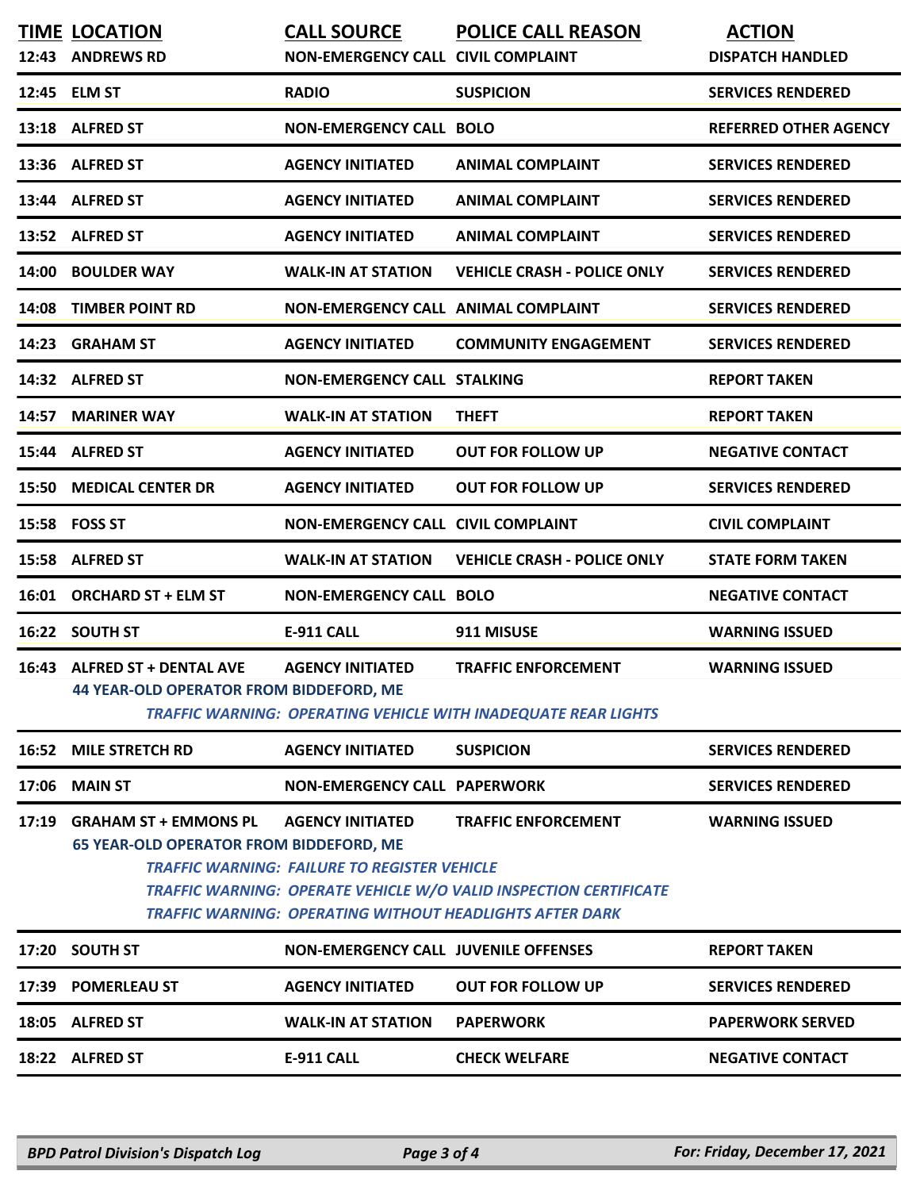| TIME | LOCATION | CALL SOURCE | POLICE CALL REASON | ACTION |
|---|---|---|---|---|
| 12:43 | ANDREWS RD | NON-EMERGENCY CALL | CIVIL COMPLAINT | DISPATCH HANDLED |
| 12:45 | ELM ST | RADIO | SUSPICION | SERVICES RENDERED |
| 13:18 | ALFRED ST | NON-EMERGENCY CALL | BOLO | REFERRED OTHER AGENCY |
| 13:36 | ALFRED ST | AGENCY INITIATED | ANIMAL COMPLAINT | SERVICES RENDERED |
| 13:44 | ALFRED ST | AGENCY INITIATED | ANIMAL COMPLAINT | SERVICES RENDERED |
| 13:52 | ALFRED ST | AGENCY INITIATED | ANIMAL COMPLAINT | SERVICES RENDERED |
| 14:00 | BOULDER WAY | WALK-IN AT STATION | VEHICLE CRASH - POLICE ONLY | SERVICES RENDERED |
| 14:08 | TIMBER POINT RD | NON-EMERGENCY CALL | ANIMAL COMPLAINT | SERVICES RENDERED |
| 14:23 | GRAHAM ST | AGENCY INITIATED | COMMUNITY ENGAGEMENT | SERVICES RENDERED |
| 14:32 | ALFRED ST | NON-EMERGENCY CALL | STALKING | REPORT TAKEN |
| 14:57 | MARINER WAY | WALK-IN AT STATION | THEFT | REPORT TAKEN |
| 15:44 | ALFRED ST | AGENCY INITIATED | OUT FOR FOLLOW UP | NEGATIVE CONTACT |
| 15:50 | MEDICAL CENTER DR | AGENCY INITIATED | OUT FOR FOLLOW UP | SERVICES RENDERED |
| 15:58 | FOSS ST | NON-EMERGENCY CALL | CIVIL COMPLAINT | CIVIL COMPLAINT |
| 15:58 | ALFRED ST | WALK-IN AT STATION | VEHICLE CRASH - POLICE ONLY | STATE FORM TAKEN |
| 16:01 | ORCHARD ST + ELM ST | NON-EMERGENCY CALL | BOLO | NEGATIVE CONTACT |
| 16:22 | SOUTH ST | E-911 CALL | 911 MISUSE | WARNING ISSUED |
| 16:43 | ALFRED ST + DENTAL AVE<br>44 YEAR-OLD OPERATOR FROM BIDDEFORD, ME<br>*TRAFFIC WARNING: OPERATING VEHICLE WITH INADEQUATE REAR LIGHTS* | AGENCY INITIATED | TRAFFIC ENFORCEMENT | WARNING ISSUED |
| 16:52 | MILE STRETCH RD | AGENCY INITIATED | SUSPICION | SERVICES RENDERED |
| 17:06 | MAIN ST | NON-EMERGENCY CALL | PAPERWORK | SERVICES RENDERED |
| 17:19 | GRAHAM ST + EMMONS PL<br>65 YEAR-OLD OPERATOR FROM BIDDEFORD, ME<br>*TRAFFIC WARNING: FAILURE TO REGISTER VEHICLE*<br>*TRAFFIC WARNING: OPERATE VEHICLE W/O VALID INSPECTION CERTIFICATE*<br>*TRAFFIC WARNING: OPERATING WITHOUT HEADLIGHTS AFTER DARK* | AGENCY INITIATED | TRAFFIC ENFORCEMENT | WARNING ISSUED |
| 17:20 | SOUTH ST | NON-EMERGENCY CALL | JUVENILE OFFENSES | REPORT TAKEN |
| 17:39 | POMERLEAU ST | AGENCY INITIATED | OUT FOR FOLLOW UP | SERVICES RENDERED |
| 18:05 | ALFRED ST | WALK-IN AT STATION | PAPERWORK | PAPERWORK SERVED |
| 18:22 | ALFRED ST | E-911 CALL | CHECK WELFARE | NEGATIVE CONTACT |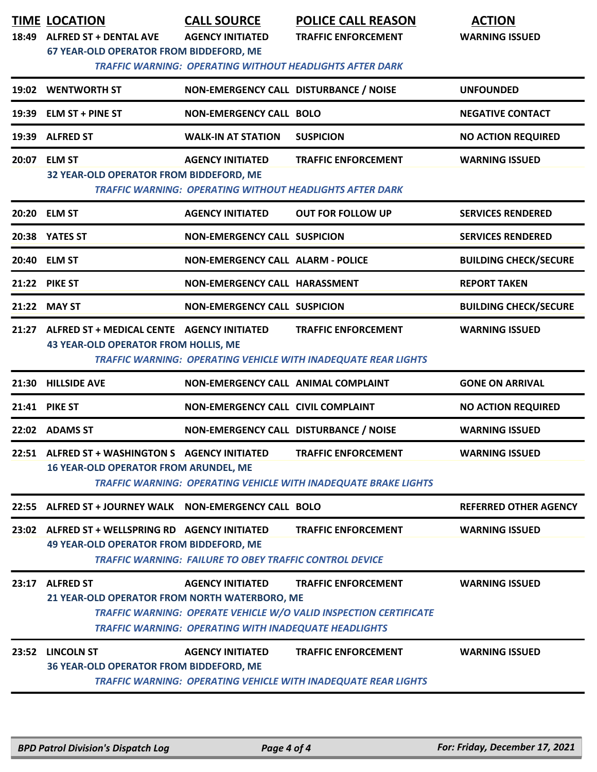| TIME | LOCATION | CALL SOURCE | POLICE CALL REASON | ACTION |
|---|---|---|---|---|
| 18:49 | ALFRED ST + DENTAL AVE | AGENCY INITIATED | TRAFFIC ENFORCEMENT | WARNING ISSUED |
| | 67 YEAR-OLD OPERATOR FROM BIDDEFORD, ME | | | |
| | | *TRAFFIC WARNING: OPERATING WITHOUT HEADLIGHTS AFTER DARK* | | |
| 19:02 | WENTWORTH ST | NON-EMERGENCY CALL | DISTURBANCE / NOISE | UNFOUNDED |
| 19:39 | ELM ST + PINE ST | NON-EMERGENCY CALL | BOLO | NEGATIVE CONTACT |
| 19:39 | ALFRED ST | WALK-IN AT STATION | SUSPICION | NO ACTION REQUIRED |
| 20:07 | ELM ST | AGENCY INITIATED | TRAFFIC ENFORCEMENT | WARNING ISSUED |
| | 32 YEAR-OLD OPERATOR FROM BIDDEFORD, ME | | | |
| | | *TRAFFIC WARNING: OPERATING WITHOUT HEADLIGHTS AFTER DARK* | | |
| 20:20 | ELM ST | AGENCY INITIATED | OUT FOR FOLLOW UP | SERVICES RENDERED |
| 20:38 | YATES ST | NON-EMERGENCY CALL | SUSPICION | SERVICES RENDERED |
| 20:40 | ELM ST | NON-EMERGENCY CALL | ALARM - POLICE | BUILDING CHECK/SECURE |
| 21:22 | PIKE ST | NON-EMERGENCY CALL | HARASSMENT | REPORT TAKEN |
| 21:22 | MAY ST | NON-EMERGENCY CALL | SUSPICION | BUILDING CHECK/SECURE |
| 21:27 | ALFRED ST + MEDICAL CENTE | AGENCY INITIATED | TRAFFIC ENFORCEMENT | WARNING ISSUED |
| | 43 YEAR-OLD OPERATOR FROM HOLLIS, ME | | | |
| | | *TRAFFIC WARNING: OPERATING VEHICLE WITH INADEQUATE REAR LIGHTS* | | |
| 21:30 | HILLSIDE AVE | NON-EMERGENCY CALL | ANIMAL COMPLAINT | GONE ON ARRIVAL |
| 21:41 | PIKE ST | NON-EMERGENCY CALL | CIVIL COMPLAINT | NO ACTION REQUIRED |
| 22:02 | ADAMS ST | NON-EMERGENCY CALL | DISTURBANCE / NOISE | WARNING ISSUED |
| 22:51 | ALFRED ST + WASHINGTON S | AGENCY INITIATED | TRAFFIC ENFORCEMENT | WARNING ISSUED |
| | 16 YEAR-OLD OPERATOR FROM ARUNDEL, ME | | | |
| | | *TRAFFIC WARNING: OPERATING VEHICLE WITH INADEQUATE BRAKE LIGHTS* | | |
| 22:55 | ALFRED ST + JOURNEY WALK | NON-EMERGENCY CALL | BOLO | REFERRED OTHER AGENCY |
| 23:02 | ALFRED ST + WELLSPRING RD | AGENCY INITIATED | TRAFFIC ENFORCEMENT | WARNING ISSUED |
| | 49 YEAR-OLD OPERATOR FROM BIDDEFORD, ME | | | |
| | | *TRAFFIC WARNING: FAILURE TO OBEY TRAFFIC CONTROL DEVICE* | | |
| 23:17 | ALFRED ST | AGENCY INITIATED | TRAFFIC ENFORCEMENT | WARNING ISSUED |
| | 21 YEAR-OLD OPERATOR FROM NORTH WATERBORO, ME | | | |
| | | *TRAFFIC WARNING: OPERATE VEHICLE W/O VALID INSPECTION CERTIFICATE* | | |
| | | *TRAFFIC WARNING: OPERATING WITH INADEQUATE HEADLIGHTS* | | |
| 23:52 | LINCOLN ST | AGENCY INITIATED | TRAFFIC ENFORCEMENT | WARNING ISSUED |
| | 36 YEAR-OLD OPERATOR FROM BIDDEFORD, ME | | | |
| | | *TRAFFIC WARNING: OPERATING VEHICLE WITH INADEQUATE REAR LIGHTS* | | |